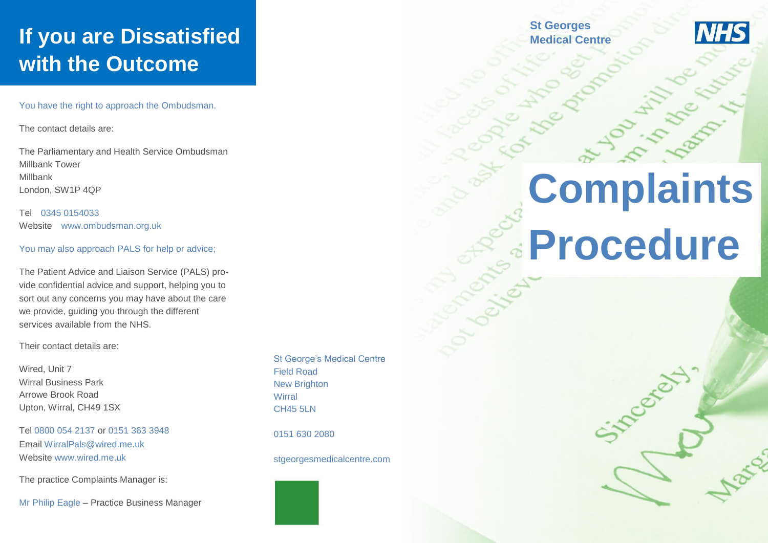# If you are Dissatisfied with the Outcome

You have the right to approach the Ombudsman.

The contact details are:

The Parliamentary and Health Service Ombudsman
Millbank Tower
Millbank
London, SW1P 4QP

Tel 0345 0154033
Website www.ombudsman.org.uk

You may also approach PALS for help or advice;

The Patient Advice and Liaison Service (PALS) provide confidential advice and support, helping you to sort out any concerns you may have about the care we provide, guiding you through the different services available from the NHS.

Their contact details are:

Wired, Unit 7
Wirral Business Park
Arrowe Brook Road
Upton, Wirral, CH49 1SX

Tel 0800 054 2137 or 0151 363 3948
Email WirralPals@wired.me.uk
Website www.wired.me.uk

The practice Complaints Manager is:

Mr Philip Eagle – Practice Business Manager

St George's Medical Centre
Field Road
New Brighton
Wirral
CH45 5LN

0151 630 2080

stgeorgesmedicalcentre.com

**St Georges Medical Centre**

NHS

# Complaints Procedure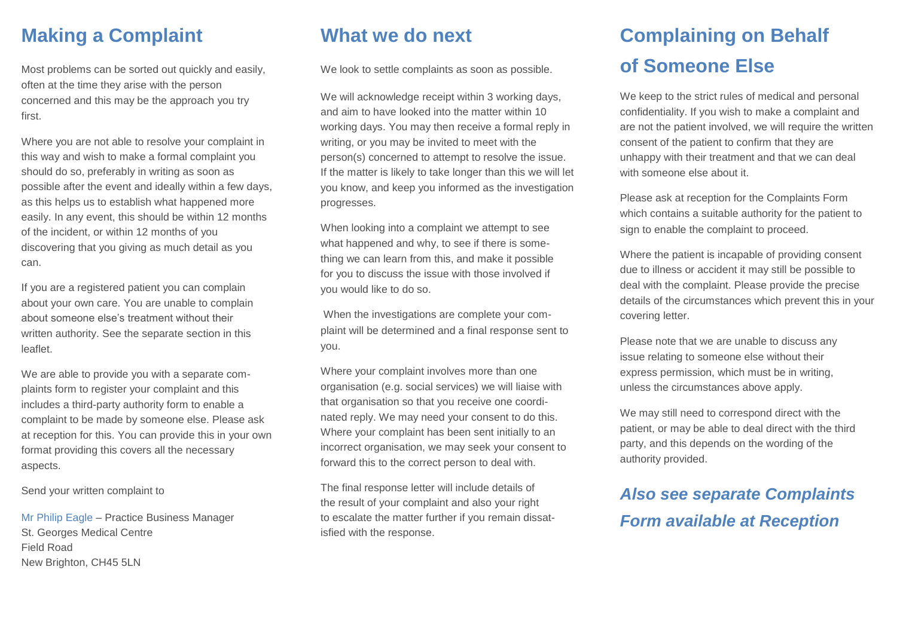## Making a Complaint

Most problems can be sorted out quickly and easily, often at the time they arise with the person concerned and this may be the approach you try first.

Where you are not able to resolve your complaint in this way and wish to make a formal complaint you should do so, preferably in writing as soon as possible after the event and ideally within a few days, as this helps us to establish what happened more easily. In any event, this should be within 12 months of the incident, or within 12 months of you discovering that you giving as much detail as you can.

If you are a registered patient you can complain about your own care. You are unable to complain about someone else's treatment without their written authority. See the separate section in this leaflet.

We are able to provide you with a separate complaints form to register your complaint and this includes a third-party authority form to enable a complaint to be made by someone else. Please ask at reception for this. You can provide this in your own format providing this covers all the necessary aspects.

Send your written complaint to

Mr Philip Eagle – Practice Business Manager
St. Georges Medical Centre
Field Road
New Brighton, CH45 5LN

## What we do next

We look to settle complaints as soon as possible.

We will acknowledge receipt within 3 working days, and aim to have looked into the matter within 10 working days. You may then receive a formal reply in writing, or you may be invited to meet with the person(s) concerned to attempt to resolve the issue. If the matter is likely to take longer than this we will let you know, and keep you informed as the investigation progresses.

When looking into a complaint we attempt to see what happened and why, to see if there is something we can learn from this, and make it possible for you to discuss the issue with those involved if you would like to do so.

When the investigations are complete your complaint will be determined and a final response sent to you.

Where your complaint involves more than one organisation (e.g. social services) we will liaise with that organisation so that you receive one coordinated reply. We may need your consent to do this. Where your complaint has been sent initially to an incorrect organisation, we may seek your consent to forward this to the correct person to deal with.

The final response letter will include details of the result of your complaint and also your right to escalate the matter further if you remain dissatisfied with the response.

## Complaining on Behalf of Someone Else

We keep to the strict rules of medical and personal confidentiality. If you wish to make a complaint and are not the patient involved, we will require the written consent of the patient to confirm that they are unhappy with their treatment and that we can deal with someone else about it.

Please ask at reception for the Complaints Form which contains a suitable authority for the patient to sign to enable the complaint to proceed.

Where the patient is incapable of providing consent due to illness or accident it may still be possible to deal with the complaint. Please provide the precise details of the circumstances which prevent this in your covering letter.

Please note that we are unable to discuss any issue relating to someone else without their express permission, which must be in writing, unless the circumstances above apply.

We may still need to correspond direct with the patient, or may be able to deal direct with the third party, and this depends on the wording of the authority provided.

***Also see separate Complaints Form available at Reception***